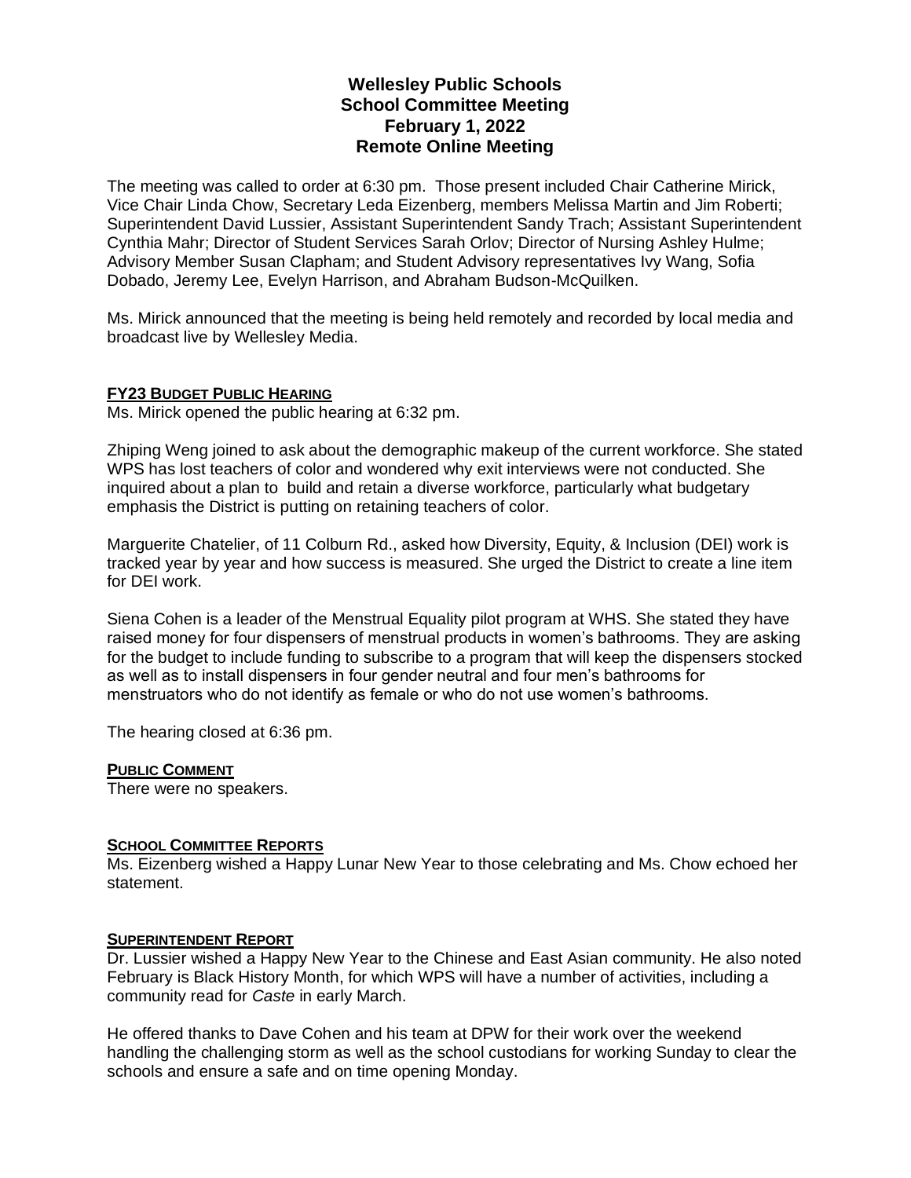# Wellesley Public Schools
## School Committee Meeting
## February 1, 2022
## Remote Online Meeting

The meeting was called to order at 6:30 pm. Those present included Chair Catherine Mirick, Vice Chair Linda Chow, Secretary Leda Eizenberg, members Melissa Martin and Jim Roberti; Superintendent David Lussier, Assistant Superintendent Sandy Trach; Assistant Superintendent Cynthia Mahr; Director of Student Services Sarah Orlov; Director of Nursing Ashley Hulme; Advisory Member Susan Clapham; and Student Advisory representatives Ivy Wang, Sofia Dobado, Jeremy Lee, Evelyn Harrison, and Abraham Budson-McQuilken.

Ms. Mirick announced that the meeting is being held remotely and recorded by local media and broadcast live by Wellesley Media.

### FY23 Budget Public Hearing

Ms. Mirick opened the public hearing at 6:32 pm.

Zhiping Weng joined to ask about the demographic makeup of the current workforce. She stated WPS has lost teachers of color and wondered why exit interviews were not conducted. She inquired about a plan to build and retain a diverse workforce, particularly what budgetary emphasis the District is putting on retaining teachers of color.

Marguerite Chatelier, of 11 Colburn Rd., asked how Diversity, Equity, & Inclusion (DEI) work is tracked year by year and how success is measured. She urged the District to create a line item for DEI work.

Siena Cohen is a leader of the Menstrual Equality pilot program at WHS. She stated they have raised money for four dispensers of menstrual products in women's bathrooms. They are asking for the budget to include funding to subscribe to a program that will keep the dispensers stocked as well as to install dispensers in four gender neutral and four men's bathrooms for menstruators who do not identify as female or who do not use women's bathrooms.

The hearing closed at 6:36 pm.

### Public Comment

There were no speakers.

### School Committee Reports

Ms. Eizenberg wished a Happy Lunar New Year to those celebrating and Ms. Chow echoed her statement.

### Superintendent Report

Dr. Lussier wished a Happy New Year to the Chinese and East Asian community. He also noted February is Black History Month, for which WPS will have a number of activities, including a community read for *Caste* in early March.

He offered thanks to Dave Cohen and his team at DPW for their work over the weekend handling the challenging storm as well as the school custodians for working Sunday to clear the schools and ensure a safe and on time opening Monday.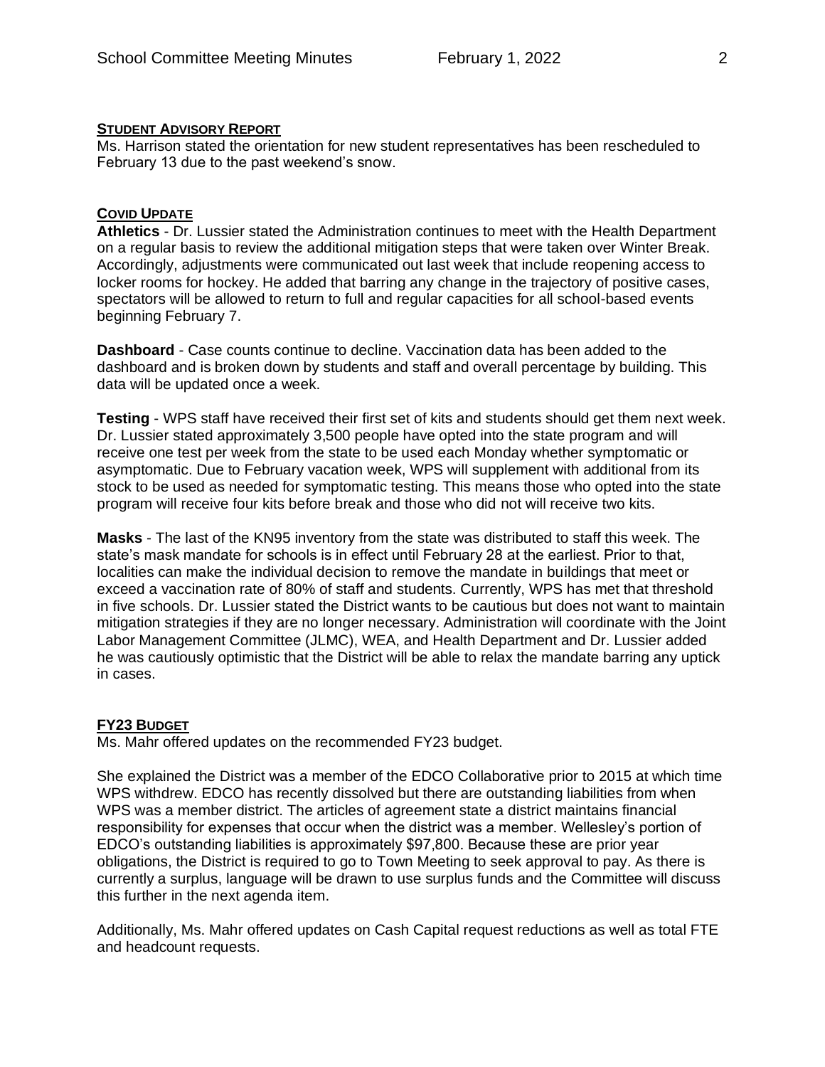## STUDENT ADVISORY REPORT

Ms. Harrison stated the orientation for new student representatives has been rescheduled to February 13 due to the past weekend's snow.

## COVID UPDATE

**Athletics** - Dr. Lussier stated the Administration continues to meet with the Health Department on a regular basis to review the additional mitigation steps that were taken over Winter Break. Accordingly, adjustments were communicated out last week that include reopening access to locker rooms for hockey. He added that barring any change in the trajectory of positive cases, spectators will be allowed to return to full and regular capacities for all school-based events beginning February 7.

**Dashboard** - Case counts continue to decline. Vaccination data has been added to the dashboard and is broken down by students and staff and overall percentage by building. This data will be updated once a week.

**Testing** - WPS staff have received their first set of kits and students should get them next week. Dr. Lussier stated approximately 3,500 people have opted into the state program and will receive one test per week from the state to be used each Monday whether symptomatic or asymptomatic. Due to February vacation week, WPS will supplement with additional from its stock to be used as needed for symptomatic testing. This means those who opted into the state program will receive four kits before break and those who did not will receive two kits.

**Masks** - The last of the KN95 inventory from the state was distributed to staff this week. The state's mask mandate for schools is in effect until February 28 at the earliest. Prior to that, localities can make the individual decision to remove the mandate in buildings that meet or exceed a vaccination rate of 80% of staff and students. Currently, WPS has met that threshold in five schools. Dr. Lussier stated the District wants to be cautious but does not want to maintain mitigation strategies if they are no longer necessary. Administration will coordinate with the Joint Labor Management Committee (JLMC), WEA, and Health Department and Dr. Lussier added he was cautiously optimistic that the District will be able to relax the mandate barring any uptick in cases.

## FY23 BUDGET

Ms. Mahr offered updates on the recommended FY23 budget.

She explained the District was a member of the EDCO Collaborative prior to 2015 at which time WPS withdrew. EDCO has recently dissolved but there are outstanding liabilities from when WPS was a member district. The articles of agreement state a district maintains financial responsibility for expenses that occur when the district was a member. Wellesley's portion of EDCO's outstanding liabilities is approximately $97,800. Because these are prior year obligations, the District is required to go to Town Meeting to seek approval to pay. As there is currently a surplus, language will be drawn to use surplus funds and the Committee will discuss this further in the next agenda item.

Additionally, Ms. Mahr offered updates on Cash Capital request reductions as well as total FTE and headcount requests.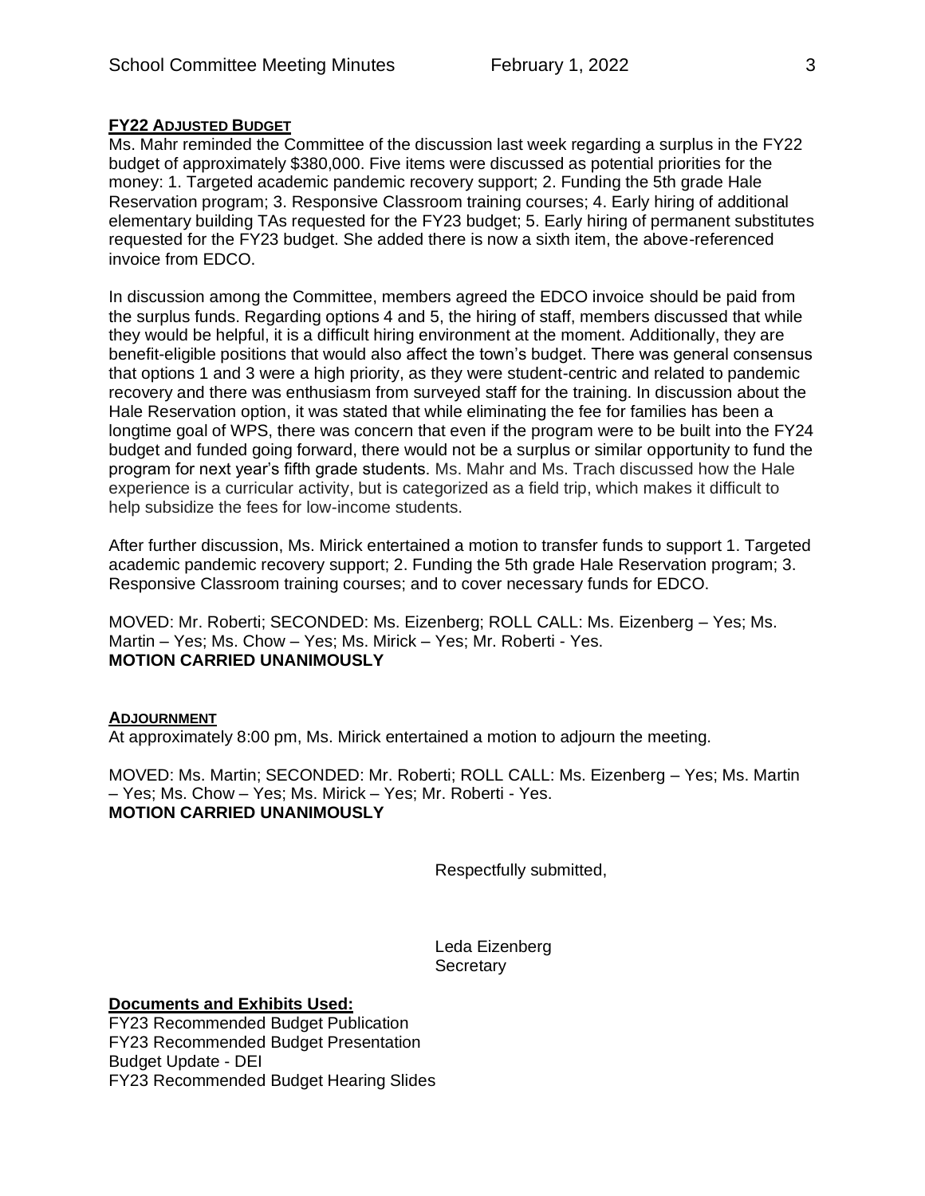## FY22 ADJUSTED BUDGET

Ms. Mahr reminded the Committee of the discussion last week regarding a surplus in the FY22 budget of approximately $380,000. Five items were discussed as potential priorities for the money: 1. Targeted academic pandemic recovery support; 2. Funding the 5th grade Hale Reservation program; 3. Responsive Classroom training courses; 4. Early hiring of additional elementary building TAs requested for the FY23 budget; 5. Early hiring of permanent substitutes requested for the FY23 budget. She added there is now a sixth item, the above-referenced invoice from EDCO.

In discussion among the Committee, members agreed the EDCO invoice should be paid from the surplus funds. Regarding options 4 and 5, the hiring of staff, members discussed that while they would be helpful, it is a difficult hiring environment at the moment. Additionally, they are benefit-eligible positions that would also affect the town's budget. There was general consensus that options 1 and 3 were a high priority, as they were student-centric and related to pandemic recovery and there was enthusiasm from surveyed staff for the training. In discussion about the Hale Reservation option, it was stated that while eliminating the fee for families has been a longtime goal of WPS, there was concern that even if the program were to be built into the FY24 budget and funded going forward, there would not be a surplus or similar opportunity to fund the program for next year's fifth grade students. Ms. Mahr and Ms. Trach discussed how the Hale experience is a curricular activity, but is categorized as a field trip, which makes it difficult to help subsidize the fees for low-income students.

After further discussion, Ms. Mirick entertained a motion to transfer funds to support 1. Targeted academic pandemic recovery support; 2. Funding the 5th grade Hale Reservation program; 3. Responsive Classroom training courses; and to cover necessary funds for EDCO.

MOVED: Mr. Roberti; SECONDED: Ms. Eizenberg; ROLL CALL: Ms. Eizenberg – Yes; Ms. Martin – Yes; Ms. Chow – Yes; Ms. Mirick – Yes; Mr. Roberti - Yes.
**MOTION CARRIED UNANIMOUSLY**

## ADJOURNMENT

At approximately 8:00 pm, Ms. Mirick entertained a motion to adjourn the meeting.

MOVED: Ms. Martin; SECONDED: Mr. Roberti; ROLL CALL: Ms. Eizenberg – Yes; Ms. Martin – Yes; Ms. Chow – Yes; Ms. Mirick – Yes; Mr. Roberti - Yes.
**MOTION CARRIED UNANIMOUSLY**

Respectfully submitted,

Leda Eizenberg
Secretary

**Documents and Exhibits Used:**

FY23 Recommended Budget Publication
FY23 Recommended Budget Presentation
Budget Update - DEI
FY23 Recommended Budget Hearing Slides